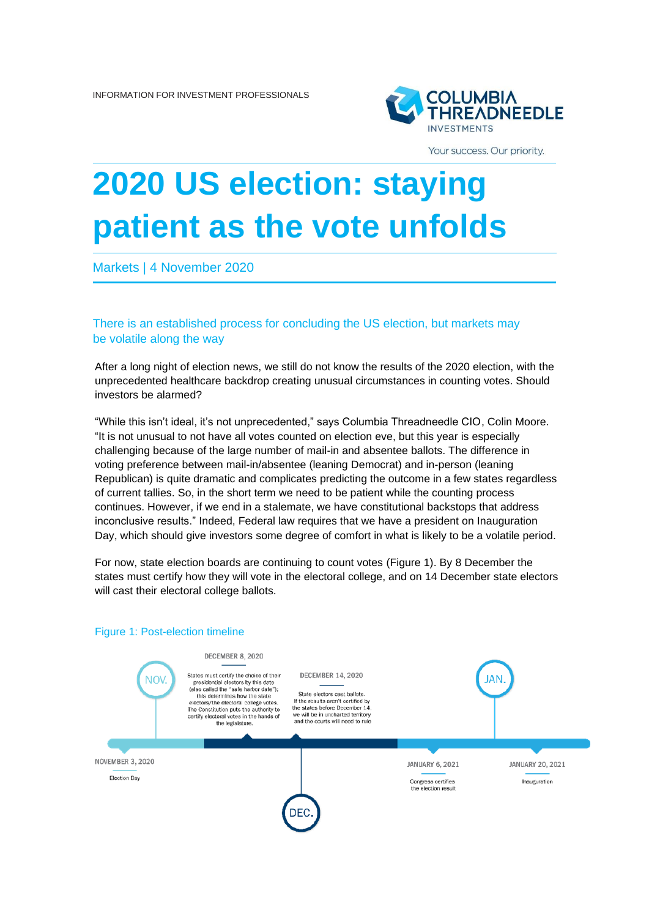INFORMATION FOR INVESTMENT PROFESSIONALS

# 2020 US election: staying patient as the vote unfolds

Markets | 4 November 2020

## There is an established process for concluding the US election, but markets may be volatile along the way

After a long night of election news, we still do not know the results of the 2020 election, with the unprecedented healthcare backdrop creating unusual circumstances in counting votes. Should investors be alarmed?

"While this isn't ideal, it's not unprecedented," says Columbia Threadneedle CIO, Colin Moore. "It is not unusual to not have all votes counted on election eve, but this year is especially challenging because of the large number of mail-in and absentee ballots. The difference in voting preference between mail-in/absentee (leaning Democrat) and in-person (leaning Republican) is quite dramatic and complicates predicting the outcome in a few states regardless of current tallies. So, in the short term we need to be patient while the counting process continues. However, if we end in a stalemate, we have constitutional backstops that address inconclusive results." Indeed, Federal law requires that we have a president on Inauguration Day, which should give investors some degree of comfort in what is likely to be a volatile period.

For now, state election boards are continuing to count votes (Figure 1). By 8 December the states must certify how they will vote in the electoral college, and on 14 December state electors will cast their electoral college ballots.

Figure 1: Post-election timeline

NOV.

NOVEMBER 3, 2020

Election Day

DECEMBER 8, 2020

States must certify the choice of their presidential electors by this date (also called the "safe harbor date"); this determines how the state electors/the electoral college votes. The Constitution puts the authority to certify electoral votes in the hands of the legislature.

DECEMBER 14, 2020

State electors cast ballots. If the results aren't certified by the states before December 14, we will be in uncharted territory and the courts will need to rule

DEC.

JAN.

JANUARY 6, 2021

Congress certifies the election result

JANUARY 20, 2021

Inauguration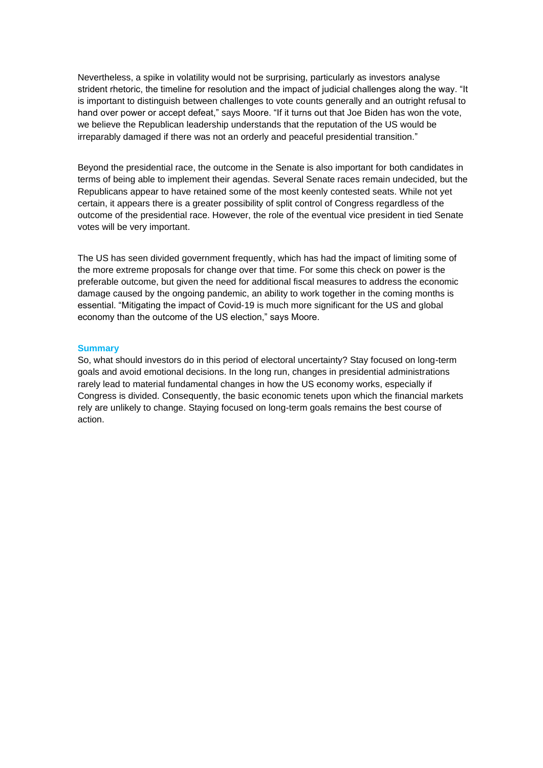Nevertheless, a spike in volatility would not be surprising, particularly as investors analyse strident rhetoric, the timeline for resolution and the impact of judicial challenges along the way. "It is important to distinguish between challenges to vote counts generally and an outright refusal to hand over power or accept defeat," says Moore. "If it turns out that Joe Biden has won the vote, we believe the Republican leadership understands that the reputation of the US would be irreparably damaged if there was not an orderly and peaceful presidential transition."

Beyond the presidential race, the outcome in the Senate is also important for both candidates in terms of being able to implement their agendas. Several Senate races remain undecided, but the Republicans appear to have retained some of the most keenly contested seats. While not yet certain, it appears there is a greater possibility of split control of Congress regardless of the outcome of the presidential race. However, the role of the eventual vice president in tied Senate votes will be very important.

The US has seen divided government frequently, which has had the impact of limiting some of the more extreme proposals for change over that time. For some this check on power is the preferable outcome, but given the need for additional fiscal measures to address the economic damage caused by the ongoing pandemic, an ability to work together in the coming months is essential. "Mitigating the impact of Covid-19 is much more significant for the US and global economy than the outcome of the US election," says Moore.

## Summary

So, what should investors do in this period of electoral uncertainty? Stay focused on long-term goals and avoid emotional decisions. In the long run, changes in presidential administrations rarely lead to material fundamental changes in how the US economy works, especially if Congress is divided. Consequently, the basic economic tenets upon which the financial markets rely are unlikely to change. Staying focused on long-term goals remains the best course of action.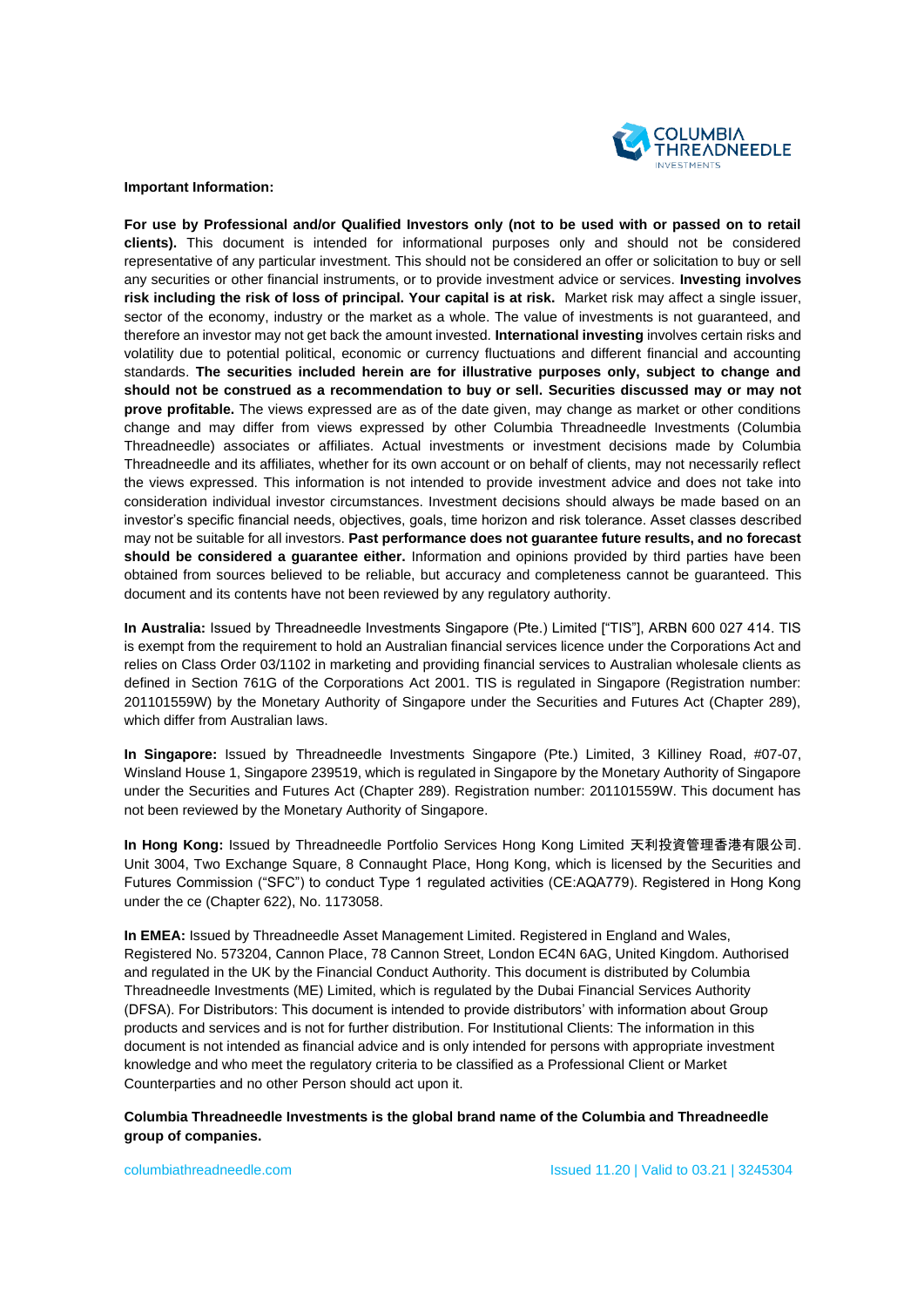**Important Information:**

**For use by Professional and/or Qualified Investors only (not to be used with or passed on to retail clients).** This document is intended for informational purposes only and should not be considered representative of any particular investment. This should not be considered an offer or solicitation to buy or sell any securities or other financial instruments, or to provide investment advice or services. **Investing involves risk including the risk of loss of principal. Your capital is at risk.** Market risk may affect a single issuer, sector of the economy, industry or the market as a whole. The value of investments is not guaranteed, and therefore an investor may not get back the amount invested. **International investing** involves certain risks and volatility due to potential political, economic or currency fluctuations and different financial and accounting standards. **The securities included herein are for illustrative purposes only, subject to change and should not be construed as a recommendation to buy or sell. Securities discussed may or may not prove profitable.** The views expressed are as of the date given, may change as market or other conditions change and may differ from views expressed by other Columbia Threadneedle Investments (Columbia Threadneedle) associates or affiliates. Actual investments or investment decisions made by Columbia Threadneedle and its affiliates, whether for its own account or on behalf of clients, may not necessarily reflect the views expressed. This information is not intended to provide investment advice and does not take into consideration individual investor circumstances. Investment decisions should always be made based on an investor's specific financial needs, objectives, goals, time horizon and risk tolerance. Asset classes described may not be suitable for all investors. **Past performance does not guarantee future results, and no forecast should be considered a guarantee either.** Information and opinions provided by third parties have been obtained from sources believed to be reliable, but accuracy and completeness cannot be guaranteed. This document and its contents have not been reviewed by any regulatory authority.

**In Australia:** Issued by Threadneedle Investments Singapore (Pte.) Limited ["TIS"], ARBN 600 027 414. TIS is exempt from the requirement to hold an Australian financial services licence under the Corporations Act and relies on Class Order 03/1102 in marketing and providing financial services to Australian wholesale clients as defined in Section 761G of the Corporations Act 2001. TIS is regulated in Singapore (Registration number: 201101559W) by the Monetary Authority of Singapore under the Securities and Futures Act (Chapter 289), which differ from Australian laws.

**In Singapore:** Issued by Threadneedle Investments Singapore (Pte.) Limited, 3 Killiney Road, #07-07, Winsland House 1, Singapore 239519, which is regulated in Singapore by the Monetary Authority of Singapore under the Securities and Futures Act (Chapter 289). Registration number: 201101559W. This document has not been reviewed by the Monetary Authority of Singapore.

**In Hong Kong:** Issued by Threadneedle Portfolio Services Hong Kong Limited 天利投資管理香港有限公司. Unit 3004, Two Exchange Square, 8 Connaught Place, Hong Kong, which is licensed by the Securities and Futures Commission ("SFC") to conduct Type 1 regulated activities (CE:AQA779). Registered in Hong Kong under the ce (Chapter 622), No. 1173058.

**In EMEA:** Issued by Threadneedle Asset Management Limited. Registered in England and Wales, Registered No. 573204, Cannon Place, 78 Cannon Street, London EC4N 6AG, United Kingdom. Authorised and regulated in the UK by the Financial Conduct Authority. This document is distributed by Columbia Threadneedle Investments (ME) Limited, which is regulated by the Dubai Financial Services Authority (DFSA). For Distributors: This document is intended to provide distributors' with information about Group products and services and is not for further distribution. For Institutional Clients: The information in this document is not intended as financial advice and is only intended for persons with appropriate investment knowledge and who meet the regulatory criteria to be classified as a Professional Client or Market Counterparties and no other Person should act upon it.

**Columbia Threadneedle Investments is the global brand name of the Columbia and Threadneedle group of companies.**

columbiathreadneedle.com

Issued 11.20 | Valid to 03.21 | 3245304